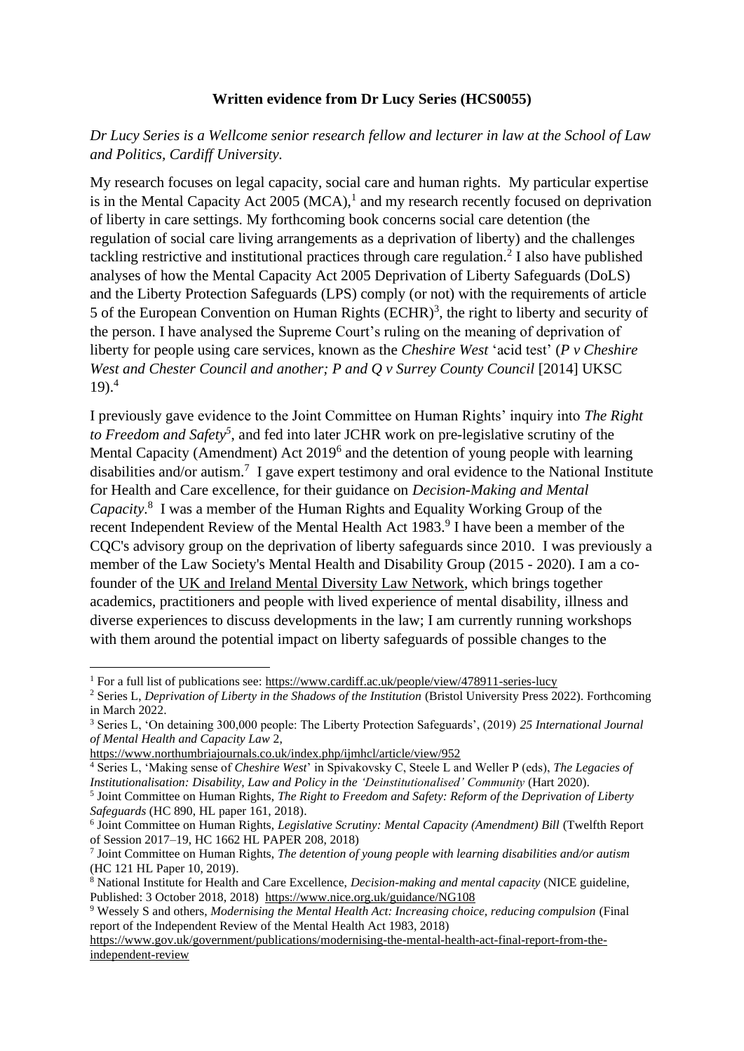**Written evidence from Dr Lucy Series (HCS0055)**

*Dr Lucy Series is a Wellcome senior research fellow and lecturer in law at the School of Law and Politics, Cardiff University.*

My research focuses on legal capacity, social care and human rights. My particular expertise is in the Mental Capacity Act 2005 (MCA),[1] and my research recently focused on deprivation of liberty in care settings. My forthcoming book concerns social care detention (the regulation of social care living arrangements as a deprivation of liberty) and the challenges tackling restrictive and institutional practices through care regulation.[2] I also have published analyses of how the Mental Capacity Act 2005 Deprivation of Liberty Safeguards (DoLS) and the Liberty Protection Safeguards (LPS) comply (or not) with the requirements of article 5 of the European Convention on Human Rights (ECHR)[3], the right to liberty and security of the person. I have analysed the Supreme Court's ruling on the meaning of deprivation of liberty for people using care services, known as the *Cheshire West* 'acid test' (*P v Cheshire West and Chester Council and another; P and Q v Surrey County Council* [2014] UKSC 19).[4]

I previously gave evidence to the Joint Committee on Human Rights' inquiry into *The Right to Freedom and Safety*[5], and fed into later JCHR work on pre-legislative scrutiny of the Mental Capacity (Amendment) Act 2019[6] and the detention of young people with learning disabilities and/or autism.[7] I gave expert testimony and oral evidence to the National Institute for Health and Care excellence, for their guidance on *Decision-Making and Mental Capacity*.[8] I was a member of the Human Rights and Equality Working Group of the recent Independent Review of the Mental Health Act 1983.[9] I have been a member of the CQC's advisory group on the deprivation of liberty safeguards since 2010. I was previously a member of the Law Society's Mental Health and Disability Group (2015 - 2020). I am a co-founder of the UK and Ireland Mental Diversity Law Network, which brings together academics, practitioners and people with lived experience of mental disability, illness and diverse experiences to discuss developments in the law; I am currently running workshops with them around the potential impact on liberty safeguards of possible changes to the

---

[1] For a full list of publications see: https://www.cardiff.ac.uk/people/view/478911-series-lucy

[2] Series L, *Deprivation of Liberty in the Shadows of the Institution* (Bristol University Press 2022). Forthcoming in March 2022.

[3] Series L, 'On detaining 300,000 people: The Liberty Protection Safeguards', (2019) *25 International Journal of Mental Health and Capacity Law* 2, https://www.northumbriajournals.co.uk/index.php/ijmhcl/article/view/952

[4] Series L, 'Making sense of *Cheshire West*' in Spivakovsky C, Steele L and Weller P (eds), *The Legacies of Institutionalisation: Disability, Law and Policy in the 'Deinstitutionalised' Community* (Hart 2020).

[5] Joint Committee on Human Rights, *The Right to Freedom and Safety: Reform of the Deprivation of Liberty Safeguards* (HC 890, HL paper 161, 2018).

[6] Joint Committee on Human Rights, *Legislative Scrutiny: Mental Capacity (Amendment) Bill* (Twelfth Report of Session 2017–19, HC 1662 HL PAPER 208, 2018)

[7] Joint Committee on Human Rights, *The detention of young people with learning disabilities and/or autism* (HC 121 HL Paper 10, 2019).

[8] National Institute for Health and Care Excellence, *Decision-making and mental capacity* (NICE guideline, Published: 3 October 2018, 2018) https://www.nice.org.uk/guidance/NG108

[9] Wessely S and others, *Modernising the Mental Health Act: Increasing choice, reducing compulsion* (Final report of the Independent Review of the Mental Health Act 1983, 2018) https://www.gov.uk/government/publications/modernising-the-mental-health-act-final-report-from-the-independent-review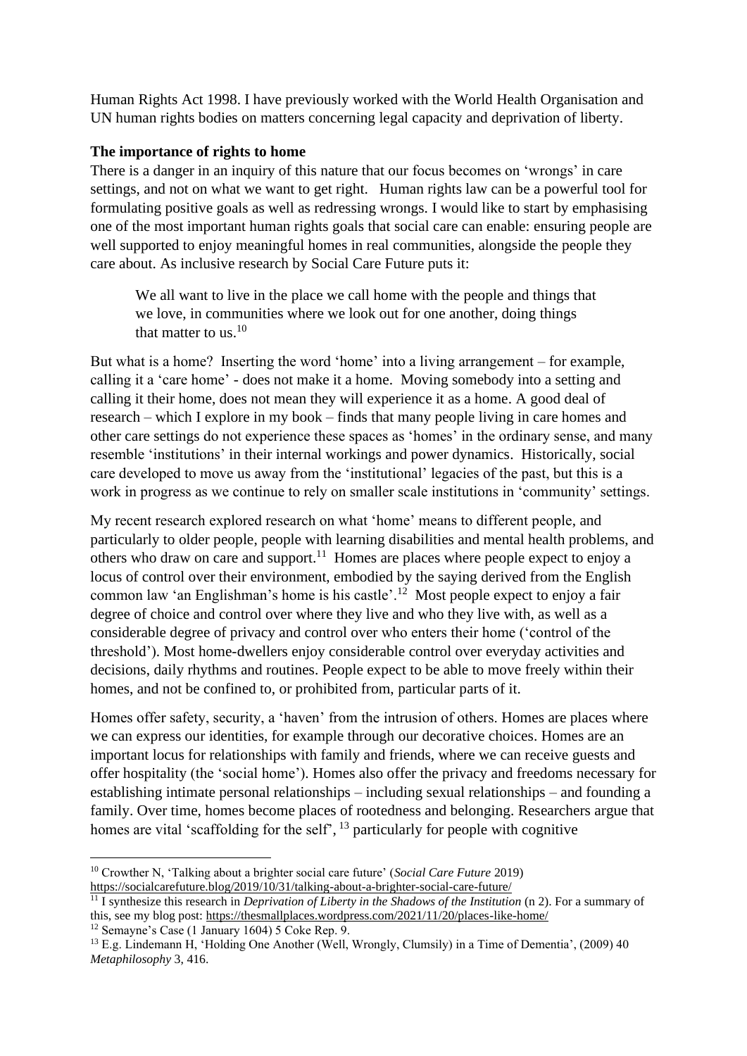Human Rights Act 1998. I have previously worked with the World Health Organisation and UN human rights bodies on matters concerning legal capacity and deprivation of liberty.

**The importance of rights to home**

There is a danger in an inquiry of this nature that our focus becomes on 'wrongs' in care settings, and not on what we want to get right. Human rights law can be a powerful tool for formulating positive goals as well as redressing wrongs. I would like to start by emphasising one of the most important human rights goals that social care can enable: ensuring people are well supported to enjoy meaningful homes in real communities, alongside the people they care about. As inclusive research by Social Care Future puts it:

> We all want to live in the place we call home with the people and things that we love, in communities where we look out for one another, doing things that matter to us.[10]

But what is a home? Inserting the word 'home' into a living arrangement – for example, calling it a 'care home' - does not make it a home. Moving somebody into a setting and calling it their home, does not mean they will experience it as a home. A good deal of research – which I explore in my book – finds that many people living in care homes and other care settings do not experience these spaces as 'homes' in the ordinary sense, and many resemble 'institutions' in their internal workings and power dynamics. Historically, social care developed to move us away from the 'institutional' legacies of the past, but this is a work in progress as we continue to rely on smaller scale institutions in 'community' settings.

My recent research explored research on what 'home' means to different people, and particularly to older people, people with learning disabilities and mental health problems, and others who draw on care and support.[11] Homes are places where people expect to enjoy a locus of control over their environment, embodied by the saying derived from the English common law 'an Englishman's home is his castle'.[12] Most people expect to enjoy a fair degree of choice and control over where they live and who they live with, as well as a considerable degree of privacy and control over who enters their home ('control of the threshold'). Most home-dwellers enjoy considerable control over everyday activities and decisions, daily rhythms and routines. People expect to be able to move freely within their homes, and not be confined to, or prohibited from, particular parts of it.

Homes offer safety, security, a 'haven' from the intrusion of others. Homes are places where we can express our identities, for example through our decorative choices. Homes are an important locus for relationships with family and friends, where we can receive guests and offer hospitality (the 'social home'). Homes also offer the privacy and freedoms necessary for establishing intimate personal relationships – including sexual relationships – and founding a family. Over time, homes become places of rootedness and belonging. Researchers argue that homes are vital 'scaffolding for the self', [13] particularly for people with cognitive

---

[10] Crowther N, 'Talking about a brighter social care future' (*Social Care Future* 2019) https://socialcarefuture.blog/2019/10/31/talking-about-a-brighter-social-care-future/

[11] I synthesize this research in *Deprivation of Liberty in the Shadows of the Institution* (n 2). For a summary of this, see my blog post: https://thesmallplaces.wordpress.com/2021/11/20/places-like-home/

[12] Semayne's Case (1 January 1604) 5 Coke Rep. 9.

[13] E.g. Lindemann H, 'Holding One Another (Well, Wrongly, Clumsily) in a Time of Dementia', (2009) 40 *Metaphilosophy* 3, 416.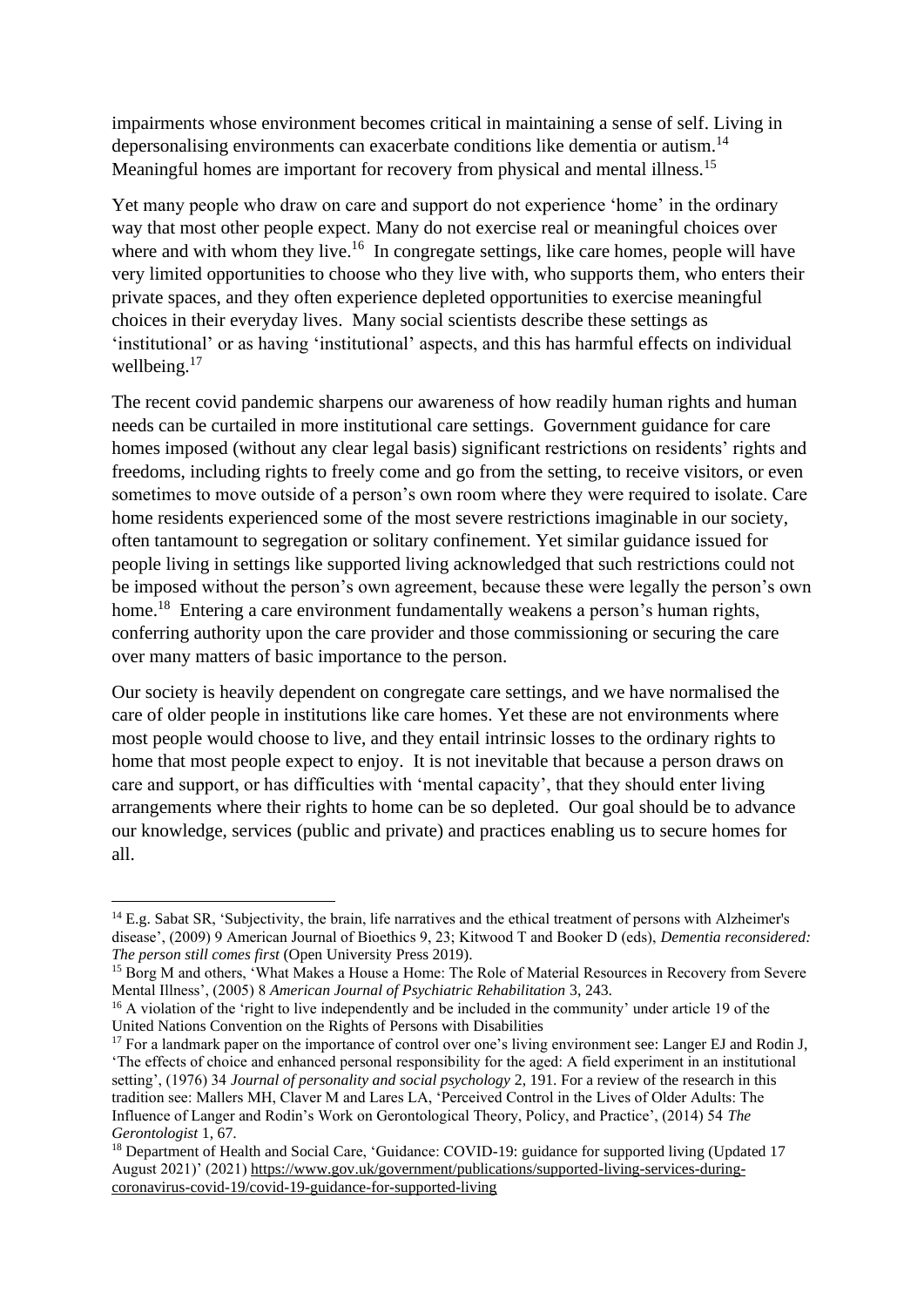impairments whose environment becomes critical in maintaining a sense of self. Living in depersonalising environments can exacerbate conditions like dementia or autism.[14] Meaningful homes are important for recovery from physical and mental illness.[15]

Yet many people who draw on care and support do not experience 'home' in the ordinary way that most other people expect. Many do not exercise real or meaningful choices over where and with whom they live.[16] In congregate settings, like care homes, people will have very limited opportunities to choose who they live with, who supports them, who enters their private spaces, and they often experience depleted opportunities to exercise meaningful choices in their everyday lives. Many social scientists describe these settings as 'institutional' or as having 'institutional' aspects, and this has harmful effects on individual wellbeing.[17]

The recent covid pandemic sharpens our awareness of how readily human rights and human needs can be curtailed in more institutional care settings. Government guidance for care homes imposed (without any clear legal basis) significant restrictions on residents' rights and freedoms, including rights to freely come and go from the setting, to receive visitors, or even sometimes to move outside of a person's own room where they were required to isolate. Care home residents experienced some of the most severe restrictions imaginable in our society, often tantamount to segregation or solitary confinement. Yet similar guidance issued for people living in settings like supported living acknowledged that such restrictions could not be imposed without the person's own agreement, because these were legally the person's own home.[18] Entering a care environment fundamentally weakens a person's human rights, conferring authority upon the care provider and those commissioning or securing the care over many matters of basic importance to the person.

Our society is heavily dependent on congregate care settings, and we have normalised the care of older people in institutions like care homes. Yet these are not environments where most people would choose to live, and they entail intrinsic losses to the ordinary rights to home that most people expect to enjoy. It is not inevitable that because a person draws on care and support, or has difficulties with 'mental capacity', that they should enter living arrangements where their rights to home can be so depleted. Our goal should be to advance our knowledge, services (public and private) and practices enabling us to secure homes for all.

---

[14] E.g. Sabat SR, 'Subjectivity, the brain, life narratives and the ethical treatment of persons with Alzheimer's disease', (2009) 9 American Journal of Bioethics 9, 23; Kitwood T and Booker D (eds), *Dementia reconsidered: The person still comes first* (Open University Press 2019).

[15] Borg M and others, 'What Makes a House a Home: The Role of Material Resources in Recovery from Severe Mental Illness', (2005) 8 *American Journal of Psychiatric Rehabilitation* 3, 243.

[16] A violation of the 'right to live independently and be included in the community' under article 19 of the United Nations Convention on the Rights of Persons with Disabilities

[17] For a landmark paper on the importance of control over one's living environment see: Langer EJ and Rodin J, 'The effects of choice and enhanced personal responsibility for the aged: A field experiment in an institutional setting', (1976) 34 *Journal of personality and social psychology* 2, 191. For a review of the research in this tradition see: Mallers MH, Claver M and Lares LA, 'Perceived Control in the Lives of Older Adults: The Influence of Langer and Rodin's Work on Gerontological Theory, Policy, and Practice', (2014) 54 *The Gerontologist* 1, 67.

[18] Department of Health and Social Care, 'Guidance: COVID-19: guidance for supported living (Updated 17 August 2021)' (2021) https://www.gov.uk/government/publications/supported-living-services-during-coronavirus-covid-19/covid-19-guidance-for-supported-living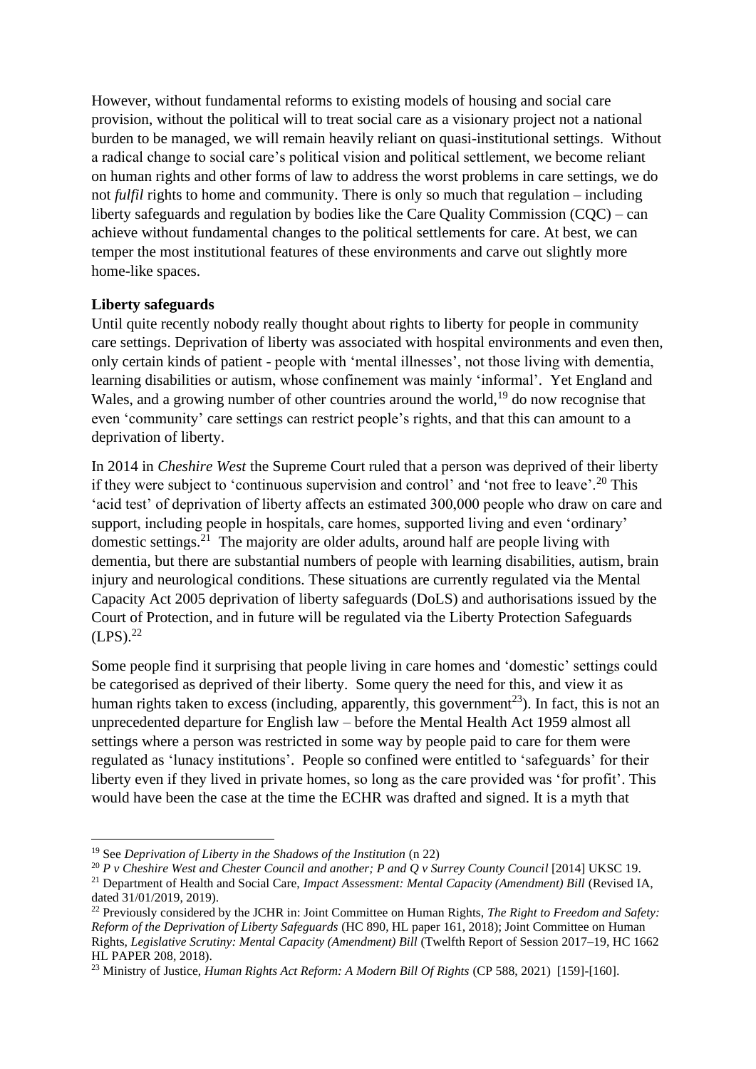However, without fundamental reforms to existing models of housing and social care provision, without the political will to treat social care as a visionary project not a national burden to be managed, we will remain heavily reliant on quasi-institutional settings. Without a radical change to social care's political vision and political settlement, we become reliant on human rights and other forms of law to address the worst problems in care settings, we do not *fulfil* rights to home and community. There is only so much that regulation – including liberty safeguards and regulation by bodies like the Care Quality Commission (CQC) – can achieve without fundamental changes to the political settlements for care. At best, we can temper the most institutional features of these environments and carve out slightly more home-like spaces.

**Liberty safeguards**

Until quite recently nobody really thought about rights to liberty for people in community care settings. Deprivation of liberty was associated with hospital environments and even then, only certain kinds of patient - people with 'mental illnesses', not those living with dementia, learning disabilities or autism, whose confinement was mainly 'informal'. Yet England and Wales, and a growing number of other countries around the world,[19] do now recognise that even 'community' care settings can restrict people's rights, and that this can amount to a deprivation of liberty.

In 2014 in *Cheshire West* the Supreme Court ruled that a person was deprived of their liberty if they were subject to 'continuous supervision and control' and 'not free to leave'.[20] This 'acid test' of deprivation of liberty affects an estimated 300,000 people who draw on care and support, including people in hospitals, care homes, supported living and even 'ordinary' domestic settings.[21] The majority are older adults, around half are people living with dementia, but there are substantial numbers of people with learning disabilities, autism, brain injury and neurological conditions. These situations are currently regulated via the Mental Capacity Act 2005 deprivation of liberty safeguards (DoLS) and authorisations issued by the Court of Protection, and in future will be regulated via the Liberty Protection Safeguards (LPS).[22]

Some people find it surprising that people living in care homes and 'domestic' settings could be categorised as deprived of their liberty. Some query the need for this, and view it as human rights taken to excess (including, apparently, this government[23]). In fact, this is not an unprecedented departure for English law – before the Mental Health Act 1959 almost all settings where a person was restricted in some way by people paid to care for them were regulated as 'lunacy institutions'. People so confined were entitled to 'safeguards' for their liberty even if they lived in private homes, so long as the care provided was 'for profit'. This would have been the case at the time the ECHR was drafted and signed. It is a myth that

---

[19] See *Deprivation of Liberty in the Shadows of the Institution* (n 22)

[20] *P v Cheshire West and Chester Council and another; P and Q v Surrey County Council* [2014] UKSC 19.

[21] Department of Health and Social Care, *Impact Assessment: Mental Capacity (Amendment) Bill* (Revised IA, dated 31/01/2019, 2019).

[22] Previously considered by the JCHR in: Joint Committee on Human Rights, *The Right to Freedom and Safety: Reform of the Deprivation of Liberty Safeguards* (HC 890, HL paper 161, 2018); Joint Committee on Human Rights, *Legislative Scrutiny: Mental Capacity (Amendment) Bill* (Twelfth Report of Session 2017–19, HC 1662 HL PAPER 208, 2018).

[23] Ministry of Justice, *Human Rights Act Reform: A Modern Bill Of Rights* (CP 588, 2021) [159]-[160].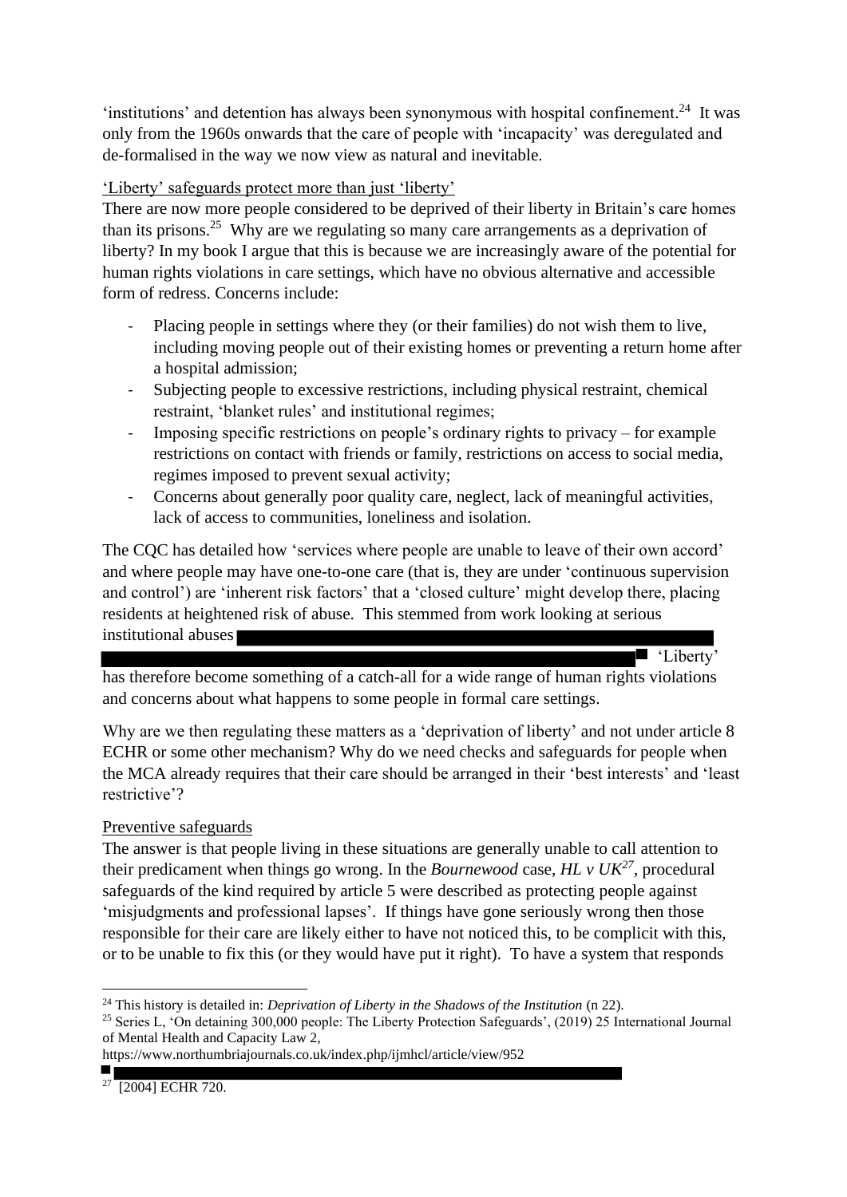'institutions' and detention has always been synonymous with hospital confinement.[24] It was only from the 1960s onwards that the care of people with 'incapacity' was deregulated and de-formalised in the way we now view as natural and inevitable.

'Liberty' safeguards protect more than just 'liberty'

There are now more people considered to be deprived of their liberty in Britain's care homes than its prisons.[25] Why are we regulating so many care arrangements as a deprivation of liberty? In my book I argue that this is because we are increasingly aware of the potential for human rights violations in care settings, which have no obvious alternative and accessible form of redress. Concerns include:

- Placing people in settings where they (or their families) do not wish them to live, including moving people out of their existing homes or preventing a return home after a hospital admission;
- Subjecting people to excessive restrictions, including physical restraint, chemical restraint, 'blanket rules' and institutional regimes;
- Imposing specific restrictions on people's ordinary rights to privacy – for example restrictions on contact with friends or family, restrictions on access to social media, regimes imposed to prevent sexual activity;
- Concerns about generally poor quality care, neglect, lack of meaningful activities, lack of access to communities, loneliness and isolation.

The CQC has detailed how 'services where people are unable to leave of their own accord' and where people may have one-to-one care (that is, they are under 'continuous supervision and control') are 'inherent risk factors' that a 'closed culture' might develop there, placing residents at heightened risk of abuse. This stemmed from work looking at serious institutional abuses ██████████ 'Liberty' has therefore become something of a catch-all for a wide range of human rights violations and concerns about what happens to some people in formal care settings.

Why are we then regulating these matters as a 'deprivation of liberty' and not under article 8 ECHR or some other mechanism? Why do we need checks and safeguards for people when the MCA already requires that their care should be arranged in their 'best interests' and 'least restrictive'?

Preventive safeguards

The answer is that people living in these situations are generally unable to call attention to their predicament when things go wrong. In the *Bournewood* case, *HL v UK*[27], procedural safeguards of the kind required by article 5 were described as protecting people against 'misjudgments and professional lapses'. If things have gone seriously wrong then those responsible for their care are likely either to have not noticed this, to be complicit with this, or to be unable to fix this (or they would have put it right). To have a system that responds

[24] This history is detailed in: *Deprivation of Liberty in the Shadows of the Institution* (n 22).

[25] Series L, 'On detaining 300,000 people: The Liberty Protection Safeguards', (2019) 25 International Journal of Mental Health and Capacity Law 2, https://www.northumbriajournals.co.uk/index.php/ijmhcl/article/view/952

██████████

[27] [2004] ECHR 720.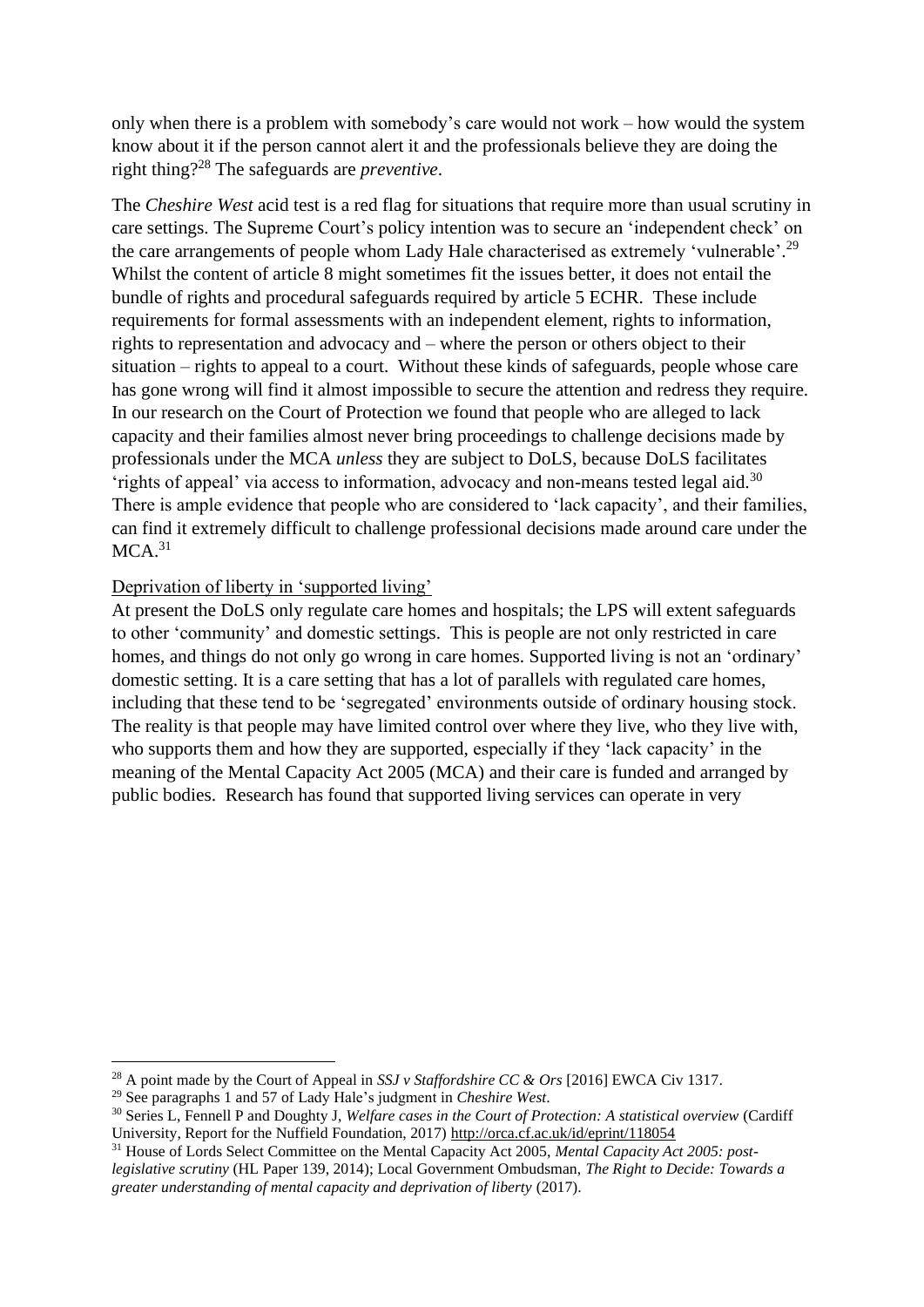only when there is a problem with somebody's care would not work – how would the system know about it if the person cannot alert it and the professionals believe they are doing the right thing?[28] The safeguards are *preventive*.

The *Cheshire West* acid test is a red flag for situations that require more than usual scrutiny in care settings. The Supreme Court's policy intention was to secure an 'independent check' on the care arrangements of people whom Lady Hale characterised as extremely 'vulnerable'.[29] Whilst the content of article 8 might sometimes fit the issues better, it does not entail the bundle of rights and procedural safeguards required by article 5 ECHR. These include requirements for formal assessments with an independent element, rights to information, rights to representation and advocacy and – where the person or others object to their situation – rights to appeal to a court. Without these kinds of safeguards, people whose care has gone wrong will find it almost impossible to secure the attention and redress they require. In our research on the Court of Protection we found that people who are alleged to lack capacity and their families almost never bring proceedings to challenge decisions made by professionals under the MCA *unless* they are subject to DoLS, because DoLS facilitates 'rights of appeal' via access to information, advocacy and non-means tested legal aid.[30] There is ample evidence that people who are considered to 'lack capacity', and their families, can find it extremely difficult to challenge professional decisions made around care under the MCA.[31]

<u>Deprivation of liberty in 'supported living'</u>

At present the DoLS only regulate care homes and hospitals; the LPS will extent safeguards to other 'community' and domestic settings. This is people are not only restricted in care homes, and things do not only go wrong in care homes. Supported living is not an 'ordinary' domestic setting. It is a care setting that has a lot of parallels with regulated care homes, including that these tend to be 'segregated' environments outside of ordinary housing stock. The reality is that people may have limited control over where they live, who they live with, who supports them and how they are supported, especially if they 'lack capacity' in the meaning of the Mental Capacity Act 2005 (MCA) and their care is funded and arranged by public bodies. Research has found that supported living services can operate in very

---

[28] A point made by the Court of Appeal in *SSJ v Staffordshire CC & Ors* [2016] EWCA Civ 1317.

[29] See paragraphs 1 and 57 of Lady Hale's judgment in *Cheshire West*.

[30] Series L, Fennell P and Doughty J, *Welfare cases in the Court of Protection: A statistical overview* (Cardiff University, Report for the Nuffield Foundation, 2017) http://orca.cf.ac.uk/id/eprint/118054

[31] House of Lords Select Committee on the Mental Capacity Act 2005, *Mental Capacity Act 2005: post-legislative scrutiny* (HL Paper 139, 2014); Local Government Ombudsman, *The Right to Decide: Towards a greater understanding of mental capacity and deprivation of liberty* (2017).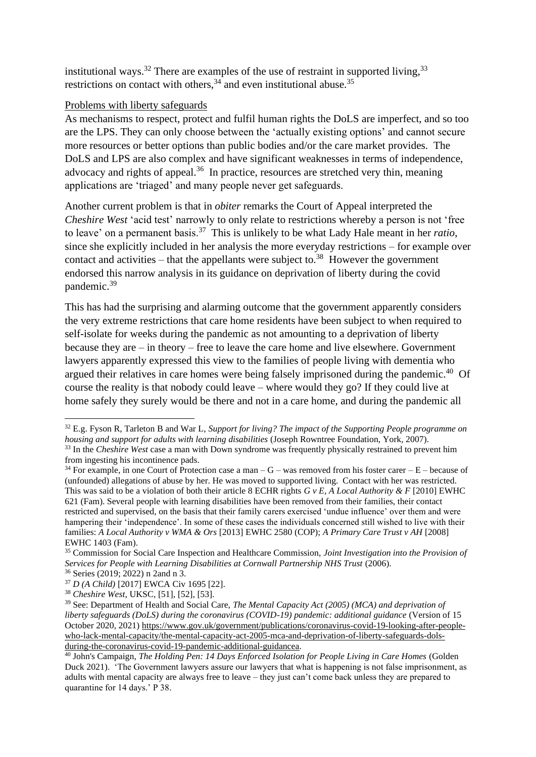institutional ways.[32] There are examples of the use of restraint in supported living,[33] restrictions on contact with others,[34] and even institutional abuse.[35]

Problems with liberty safeguards

As mechanisms to respect, protect and fulfil human rights the DoLS are imperfect, and so too are the LPS. They can only choose between the 'actually existing options' and cannot secure more resources or better options than public bodies and/or the care market provides. The DoLS and LPS are also complex and have significant weaknesses in terms of independence, advocacy and rights of appeal.[36] In practice, resources are stretched very thin, meaning applications are 'triaged' and many people never get safeguards.

Another current problem is that in *obiter* remarks the Court of Appeal interpreted the *Cheshire West* 'acid test' narrowly to only relate to restrictions whereby a person is not 'free to leave' on a permanent basis.[37] This is unlikely to be what Lady Hale meant in her *ratio*, since she explicitly included in her analysis the more everyday restrictions – for example over contact and activities – that the appellants were subject to.[38] However the government endorsed this narrow analysis in its guidance on deprivation of liberty during the covid pandemic.[39]

This has had the surprising and alarming outcome that the government apparently considers the very extreme restrictions that care home residents have been subject to when required to self-isolate for weeks during the pandemic as not amounting to a deprivation of liberty because they are – in theory – free to leave the care home and live elsewhere. Government lawyers apparently expressed this view to the families of people living with dementia who argued their relatives in care homes were being falsely imprisoned during the pandemic.[40] Of course the reality is that nobody could leave – where would they go? If they could live at home safely they surely would be there and not in a care home, and during the pandemic all

---

[32] E.g. Fyson R, Tarleton B and War L, *Support for living? The impact of the Supporting People programme on housing and support for adults with learning disabilities* (Joseph Rowntree Foundation, York, 2007).

[33] In the *Cheshire West* case a man with Down syndrome was frequently physically restrained to prevent him from ingesting his incontinence pads.

[34] For example, in one Court of Protection case a man – G – was removed from his foster carer – E – because of (unfounded) allegations of abuse by her. He was moved to supported living. Contact with her was restricted. This was said to be a violation of both their article 8 ECHR rights *G v E, A Local Authority & F* [2010] EWHC 621 (Fam). Several people with learning disabilities have been removed from their families, their contact restricted and supervised, on the basis that their family carers exercised 'undue influence' over them and were hampering their 'independence'. In some of these cases the individuals concerned still wished to live with their families: *A Local Authority v WMA & Ors* [2013] EWHC 2580 (COP); *A Primary Care Trust v AH* [2008] EWHC 1403 (Fam).

[35] Commission for Social Care Inspection and Healthcare Commission, *Joint Investigation into the Provision of Services for People with Learning Disabilities at Cornwall Partnership NHS Trust* (2006).

[36] Series (2019; 2022) n 2and n 3.

[37] *D (A Child)* [2017] EWCA Civ 1695 [22].

[38] *Cheshire West*, UKSC, [51], [52], [53].

[39] See: Department of Health and Social Care, *The Mental Capacity Act (2005) (MCA) and deprivation of liberty safeguards (DoLS) during the coronavirus (COVID-19) pandemic: additional guidance* (Version of 15 October 2020, 2021) https://www.gov.uk/government/publications/coronavirus-covid-19-looking-after-people-who-lack-mental-capacity/the-mental-capacity-act-2005-mca-and-deprivation-of-liberty-safeguards-dols-during-the-coronavirus-covid-19-pandemic-additional-guidancea.

[40] John's Campaign, *The Holding Pen: 14 Days Enforced Isolation for People Living in Care Homes* (Golden Duck 2021). 'The Government lawyers assure our lawyers that what is happening is not false imprisonment, as adults with mental capacity are always free to leave – they just can't come back unless they are prepared to quarantine for 14 days.' P 38.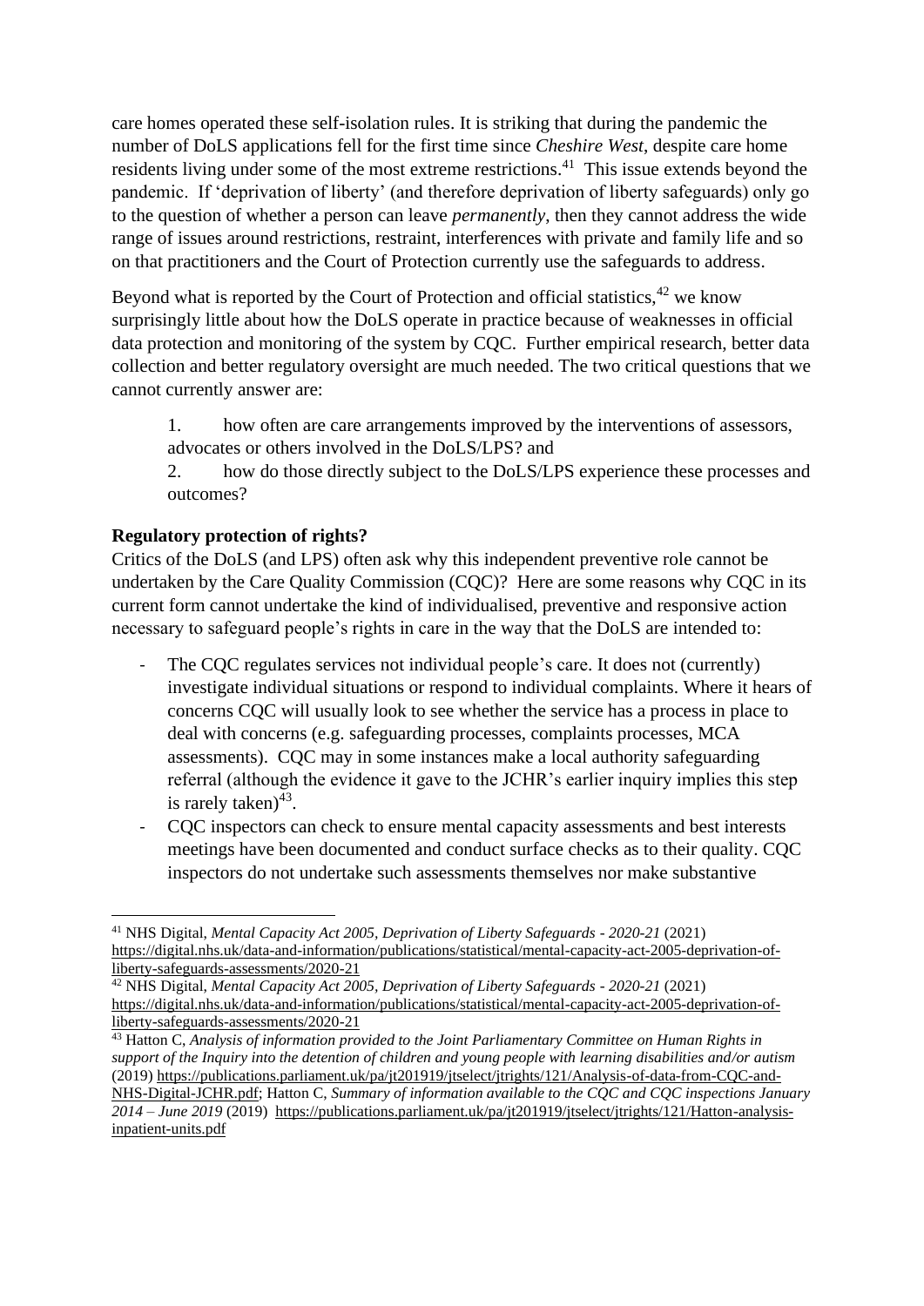care homes operated these self-isolation rules. It is striking that during the pandemic the number of DoLS applications fell for the first time since *Cheshire West*, despite care home residents living under some of the most extreme restrictions.[41] This issue extends beyond the pandemic. If 'deprivation of liberty' (and therefore deprivation of liberty safeguards) only go to the question of whether a person can leave *permanently*, then they cannot address the wide range of issues around restrictions, restraint, interferences with private and family life and so on that practitioners and the Court of Protection currently use the safeguards to address.

Beyond what is reported by the Court of Protection and official statistics,[42] we know surprisingly little about how the DoLS operate in practice because of weaknesses in official data protection and monitoring of the system by CQC. Further empirical research, better data collection and better regulatory oversight are much needed. The two critical questions that we cannot currently answer are:

1. how often are care arrangements improved by the interventions of assessors, advocates or others involved in the DoLS/LPS? and
2. how do those directly subject to the DoLS/LPS experience these processes and outcomes?

**Regulatory protection of rights?**

Critics of the DoLS (and LPS) often ask why this independent preventive role cannot be undertaken by the Care Quality Commission (CQC)? Here are some reasons why CQC in its current form cannot undertake the kind of individualised, preventive and responsive action necessary to safeguard people's rights in care in the way that the DoLS are intended to:

- The CQC regulates services not individual people's care. It does not (currently) investigate individual situations or respond to individual complaints. Where it hears of concerns CQC will usually look to see whether the service has a process in place to deal with concerns (e.g. safeguarding processes, complaints processes, MCA assessments). CQC may in some instances make a local authority safeguarding referral (although the evidence it gave to the JCHR's earlier inquiry implies this step is rarely taken)[43].
- CQC inspectors can check to ensure mental capacity assessments and best interests meetings have been documented and conduct surface checks as to their quality. CQC inspectors do not undertake such assessments themselves nor make substantive

---

[41] NHS Digital, *Mental Capacity Act 2005, Deprivation of Liberty Safeguards - 2020-21* (2021) https://digital.nhs.uk/data-and-information/publications/statistical/mental-capacity-act-2005-deprivation-of-liberty-safeguards-assessments/2020-21

[42] NHS Digital, *Mental Capacity Act 2005, Deprivation of Liberty Safeguards - 2020-21* (2021) https://digital.nhs.uk/data-and-information/publications/statistical/mental-capacity-act-2005-deprivation-of-liberty-safeguards-assessments/2020-21

[43] Hatton C, *Analysis of information provided to the Joint Parliamentary Committee on Human Rights in support of the Inquiry into the detention of children and young people with learning disabilities and/or autism* (2019) https://publications.parliament.uk/pa/jt201919/jtselect/jtrights/121/Analysis-of-data-from-CQC-and-NHS-Digital-JCHR.pdf; Hatton C, *Summary of information available to the CQC and CQC inspections January 2014 – June 2019* (2019) https://publications.parliament.uk/pa/jt201919/jtselect/jtrights/121/Hatton-analysis-inpatient-units.pdf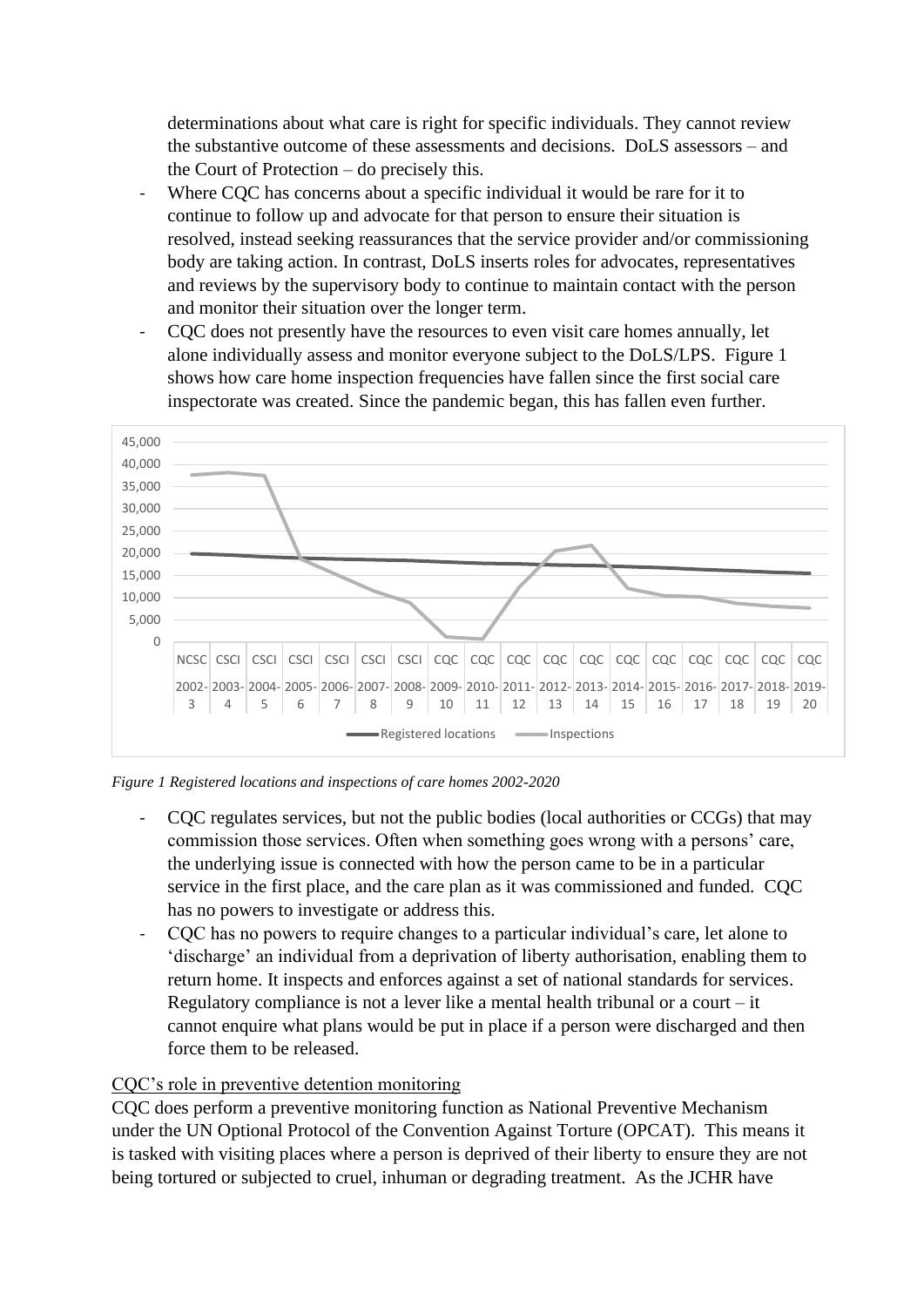determinations about what care is right for specific individuals. They cannot review the substantive outcome of these assessments and decisions. DoLS assessors – and the Court of Protection – do precisely this.

- Where CQC has concerns about a specific individual it would be rare for it to continue to follow up and advocate for that person to ensure their situation is resolved, instead seeking reassurances that the service provider and/or commissioning body are taking action. In contrast, DoLS inserts roles for advocates, representatives and reviews by the supervisory body to continue to maintain contact with the person and monitor their situation over the longer term.
- CQC does not presently have the resources to even visit care homes annually, let alone individually assess and monitor everyone subject to the DoLS/LPS. Figure 1 shows how care home inspection frequencies have fallen since the first social care inspectorate was created. Since the pandemic began, this has fallen even further.

45,000
40,000
35,000
30,000
25,000
20,000
15,000
10,000
5,000
0

NCSC 2002-3, CSCI 2003-4, CSCI 2004-5, CSCI 2005-6, CSCI 2006-7, CSCI 2007-8, CSCI 2008-9, CQC 2009-10, CQC 2010-11, CQC 2011-12, CQC 2012-13, CQC 2013-14, CQC 2014-15, CQC 2015-16, CQC 2016-17, CQC 2017-18, CQC 2018-19, CQC 2019-20

Registered locations
Inspections

*Figure 1 Registered locations and inspections of care homes 2002-2020*

- CQC regulates services, but not the public bodies (local authorities or CCGs) that may commission those services. Often when something goes wrong with a persons' care, the underlying issue is connected with how the person came to be in a particular service in the first place, and the care plan as it was commissioned and funded. CQC has no powers to investigate or address this.
- CQC has no powers to require changes to a particular individual's care, let alone to 'discharge' an individual from a deprivation of liberty authorisation, enabling them to return home. It inspects and enforces against a set of national standards for services. Regulatory compliance is not a lever like a mental health tribunal or a court – it cannot enquire what plans would be put in place if a person were discharged and then force them to be released.

<u>CQC's role in preventive detention monitoring</u>

CQC does perform a preventive monitoring function as National Preventive Mechanism under the UN Optional Protocol of the Convention Against Torture (OPCAT). This means it is tasked with visiting places where a person is deprived of their liberty to ensure they are not being tortured or subjected to cruel, inhuman or degrading treatment. As the JCHR have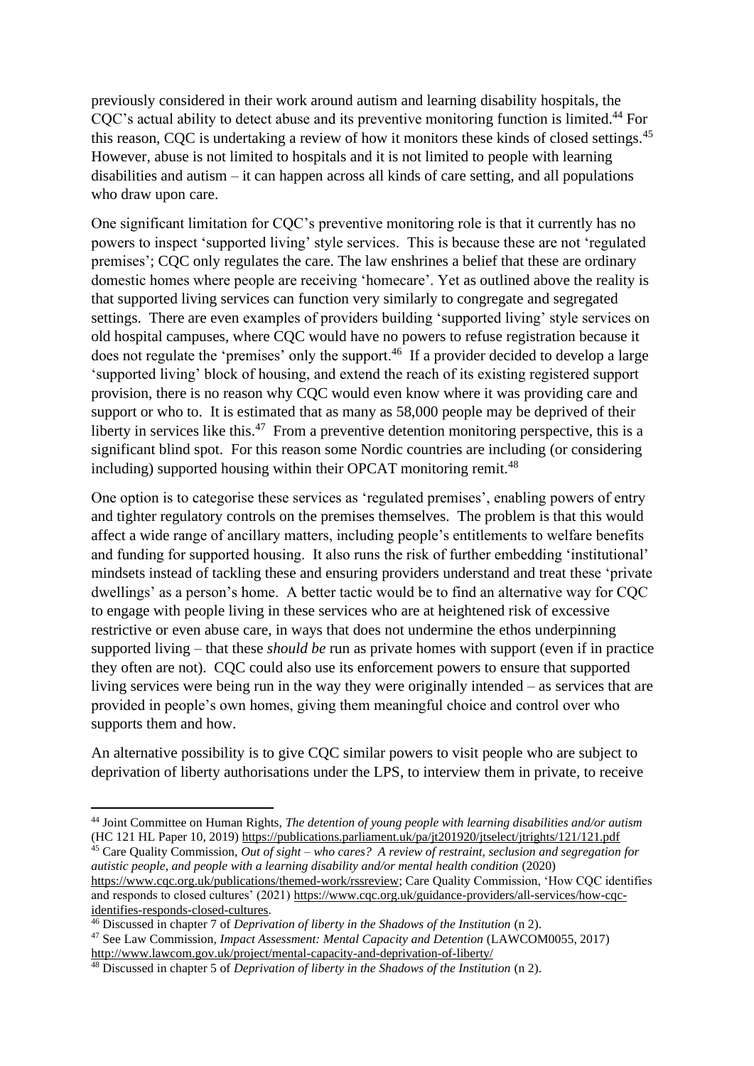previously considered in their work around autism and learning disability hospitals, the CQC's actual ability to detect abuse and its preventive monitoring function is limited.[44] For this reason, CQC is undertaking a review of how it monitors these kinds of closed settings.[45] However, abuse is not limited to hospitals and it is not limited to people with learning disabilities and autism – it can happen across all kinds of care setting, and all populations who draw upon care.

One significant limitation for CQC's preventive monitoring role is that it currently has no powers to inspect 'supported living' style services. This is because these are not 'regulated premises'; CQC only regulates the care. The law enshrines a belief that these are ordinary domestic homes where people are receiving 'homecare'. Yet as outlined above the reality is that supported living services can function very similarly to congregate and segregated settings. There are even examples of providers building 'supported living' style services on old hospital campuses, where CQC would have no powers to refuse registration because it does not regulate the 'premises' only the support.[46] If a provider decided to develop a large 'supported living' block of housing, and extend the reach of its existing registered support provision, there is no reason why CQC would even know where it was providing care and support or who to. It is estimated that as many as 58,000 people may be deprived of their liberty in services like this.[47] From a preventive detention monitoring perspective, this is a significant blind spot. For this reason some Nordic countries are including (or considering including) supported housing within their OPCAT monitoring remit.[48]

One option is to categorise these services as 'regulated premises', enabling powers of entry and tighter regulatory controls on the premises themselves. The problem is that this would affect a wide range of ancillary matters, including people's entitlements to welfare benefits and funding for supported housing. It also runs the risk of further embedding 'institutional' mindsets instead of tackling these and ensuring providers understand and treat these 'private dwellings' as a person's home. A better tactic would be to find an alternative way for CQC to engage with people living in these services who are at heightened risk of excessive restrictive or even abuse care, in ways that does not undermine the ethos underpinning supported living – that these *should be* run as private homes with support (even if in practice they often are not). CQC could also use its enforcement powers to ensure that supported living services were being run in the way they were originally intended – as services that are provided in people's own homes, giving them meaningful choice and control over who supports them and how.

An alternative possibility is to give CQC similar powers to visit people who are subject to deprivation of liberty authorisations under the LPS, to interview them in private, to receive

---

[44] Joint Committee on Human Rights, *The detention of young people with learning disabilities and/or autism* (HC 121 HL Paper 10, 2019) https://publications.parliament.uk/pa/jt201920/jtselect/jtrights/121/121.pdf

[45] Care Quality Commission, *Out of sight – who cares? A review of restraint, seclusion and segregation for autistic people, and people with a learning disability and/or mental health condition* (2020) https://www.cqc.org.uk/publications/themed-work/rssreview; Care Quality Commission, 'How CQC identifies and responds to closed cultures' (2021) https://www.cqc.org.uk/guidance-providers/all-services/how-cqc-identifies-responds-closed-cultures.

[46] Discussed in chapter 7 of *Deprivation of liberty in the Shadows of the Institution* (n 2).

[47] See Law Commission, *Impact Assessment: Mental Capacity and Detention* (LAWCOM0055, 2017) http://www.lawcom.gov.uk/project/mental-capacity-and-deprivation-of-liberty/

[48] Discussed in chapter 5 of *Deprivation of liberty in the Shadows of the Institution* (n 2).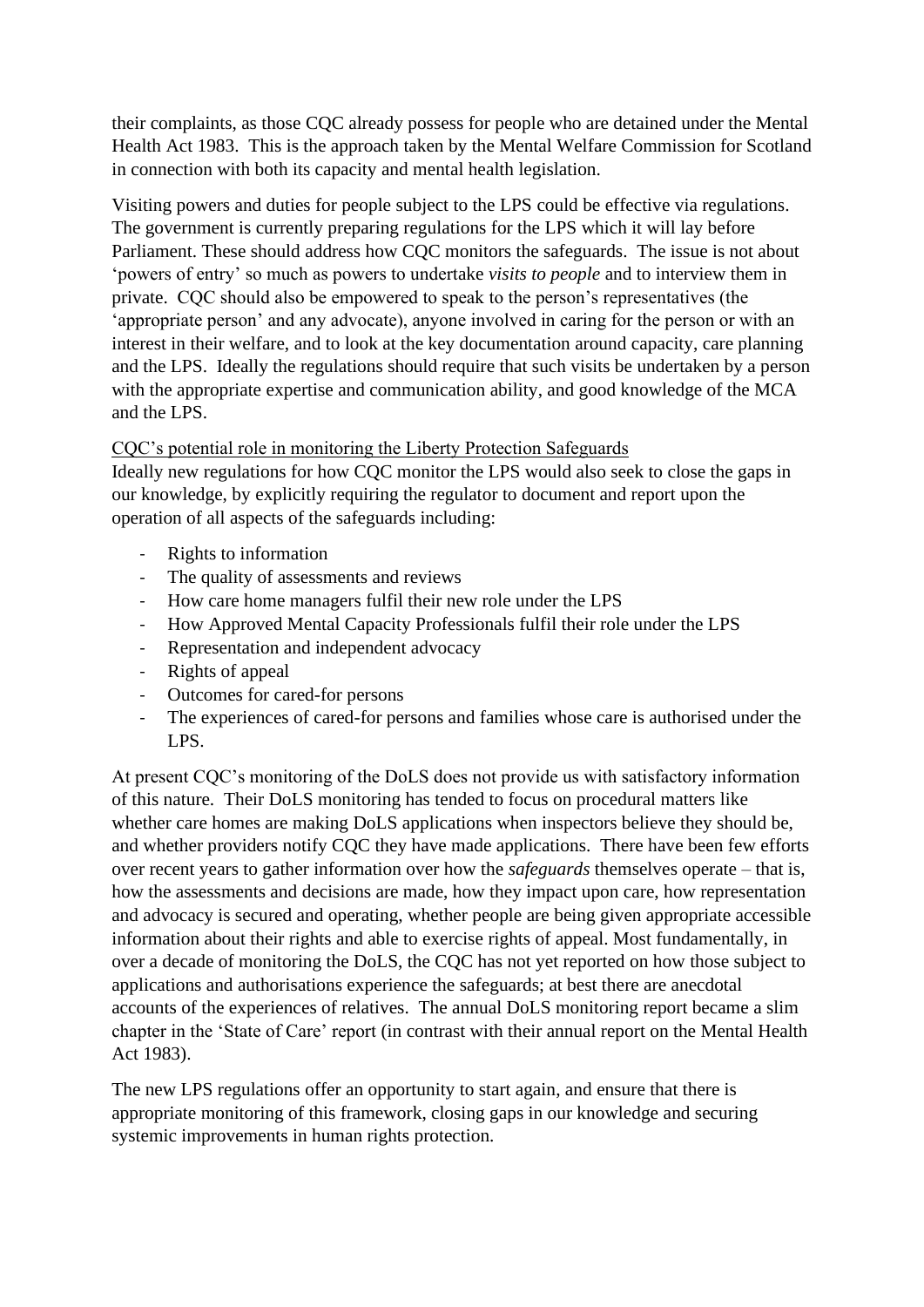their complaints, as those CQC already possess for people who are detained under the Mental Health Act 1983. This is the approach taken by the Mental Welfare Commission for Scotland in connection with both its capacity and mental health legislation.

Visiting powers and duties for people subject to the LPS could be effective via regulations. The government is currently preparing regulations for the LPS which it will lay before Parliament. These should address how CQC monitors the safeguards. The issue is not about 'powers of entry' so much as powers to undertake *visits to people* and to interview them in private. CQC should also be empowered to speak to the person's representatives (the 'appropriate person' and any advocate), anyone involved in caring for the person or with an interest in their welfare, and to look at the key documentation around capacity, care planning and the LPS. Ideally the regulations should require that such visits be undertaken by a person with the appropriate expertise and communication ability, and good knowledge of the MCA and the LPS.

<u>CQC's potential role in monitoring the Liberty Protection Safeguards</u>

Ideally new regulations for how CQC monitor the LPS would also seek to close the gaps in our knowledge, by explicitly requiring the regulator to document and report upon the operation of all aspects of the safeguards including:

- Rights to information
- The quality of assessments and reviews
- How care home managers fulfil their new role under the LPS
- How Approved Mental Capacity Professionals fulfil their role under the LPS
- Representation and independent advocacy
- Rights of appeal
- Outcomes for cared-for persons
- The experiences of cared-for persons and families whose care is authorised under the LPS.

At present CQC's monitoring of the DoLS does not provide us with satisfactory information of this nature. Their DoLS monitoring has tended to focus on procedural matters like whether care homes are making DoLS applications when inspectors believe they should be, and whether providers notify CQC they have made applications. There have been few efforts over recent years to gather information over how the *safeguards* themselves operate – that is, how the assessments and decisions are made, how they impact upon care, how representation and advocacy is secured and operating, whether people are being given appropriate accessible information about their rights and able to exercise rights of appeal. Most fundamentally, in over a decade of monitoring the DoLS, the CQC has not yet reported on how those subject to applications and authorisations experience the safeguards; at best there are anecdotal accounts of the experiences of relatives. The annual DoLS monitoring report became a slim chapter in the 'State of Care' report (in contrast with their annual report on the Mental Health Act 1983).

The new LPS regulations offer an opportunity to start again, and ensure that there is appropriate monitoring of this framework, closing gaps in our knowledge and securing systemic improvements in human rights protection.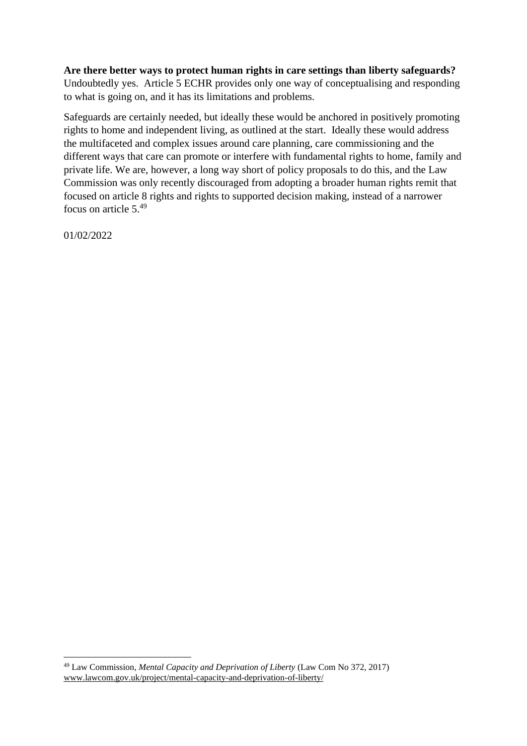**Are there better ways to protect human rights in care settings than liberty safeguards?** Undoubtedly yes. Article 5 ECHR provides only one way of conceptualising and responding to what is going on, and it has its limitations and problems.

Safeguards are certainly needed, but ideally these would be anchored in positively promoting rights to home and independent living, as outlined at the start. Ideally these would address the multifaceted and complex issues around care planning, care commissioning and the different ways that care can promote or interfere with fundamental rights to home, family and private life. We are, however, a long way short of policy proposals to do this, and the Law Commission was only recently discouraged from adopting a broader human rights remit that focused on article 8 rights and rights to supported decision making, instead of a narrower focus on article 5.[49]

01/02/2022

---

[49] Law Commission, *Mental Capacity and Deprivation of Liberty* (Law Com No 372, 2017) www.lawcom.gov.uk/project/mental-capacity-and-deprivation-of-liberty/